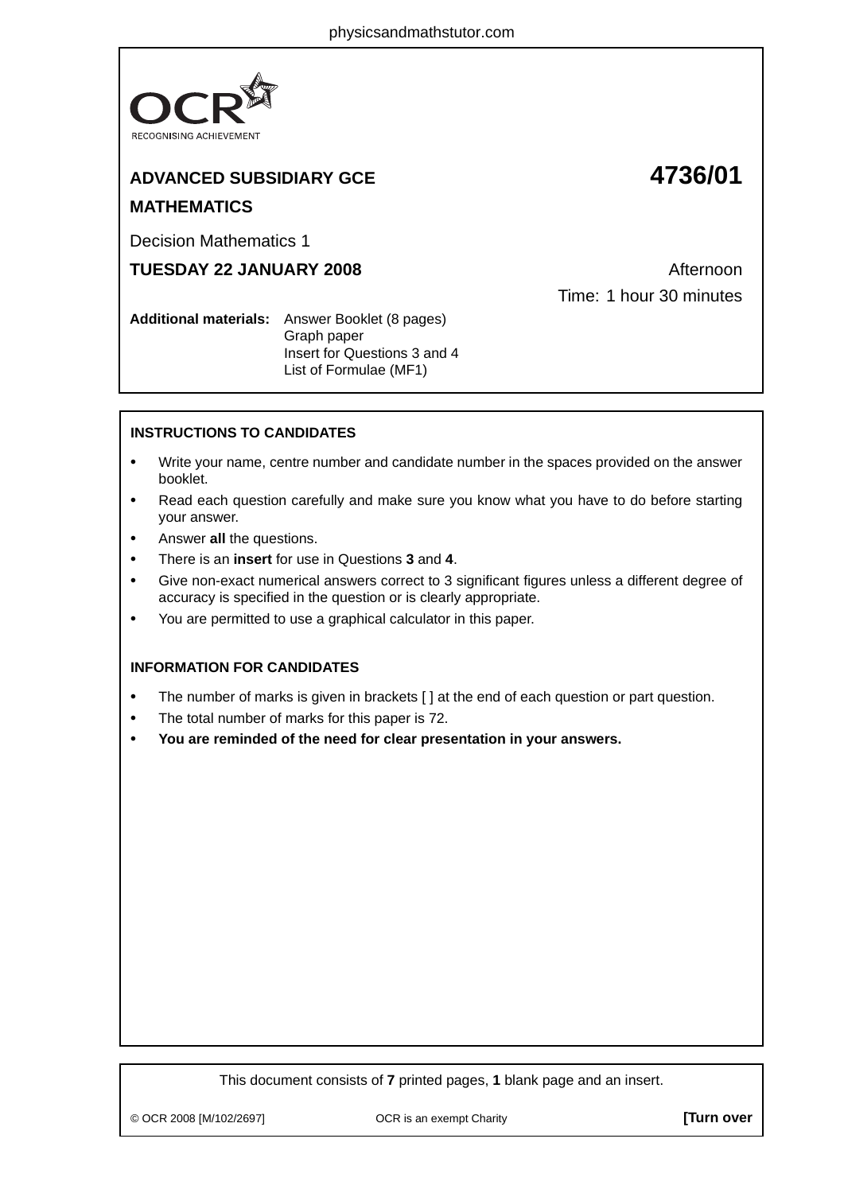OCR
RECOGNISING ACHIEVEMENT

**ADVANCED SUBSIDIARY GCE** **4736/01**

**MATHEMATICS**

Decision Mathematics 1

**TUESDAY 22 JANUARY 2008** Afternoon

Time: 1 hour 30 minutes

**Additional materials:** Answer Booklet (8 pages)
Graph paper
Insert for Questions 3 and 4
List of Formulae (MF1)

**INSTRUCTIONS TO CANDIDATES**

- Write your name, centre number and candidate number in the spaces provided on the answer booklet.
- Read each question carefully and make sure you know what you have to do before starting your answer.
- Answer **all** the questions.
- There is an **insert** for use in Questions **3** and **4**.
- Give non-exact numerical answers correct to 3 significant figures unless a different degree of accuracy is specified in the question or is clearly appropriate.
- You are permitted to use a graphical calculator in this paper.

**INFORMATION FOR CANDIDATES**

- The number of marks is given in brackets [ ] at the end of each question or part question.
- The total number of marks for this paper is 72.
- **You are reminded of the need for clear presentation in your answers.**

This document consists of **7** printed pages, **1** blank page and an insert.

© OCR 2008 [M/102/2697] OCR is an exempt Charity **[Turn over**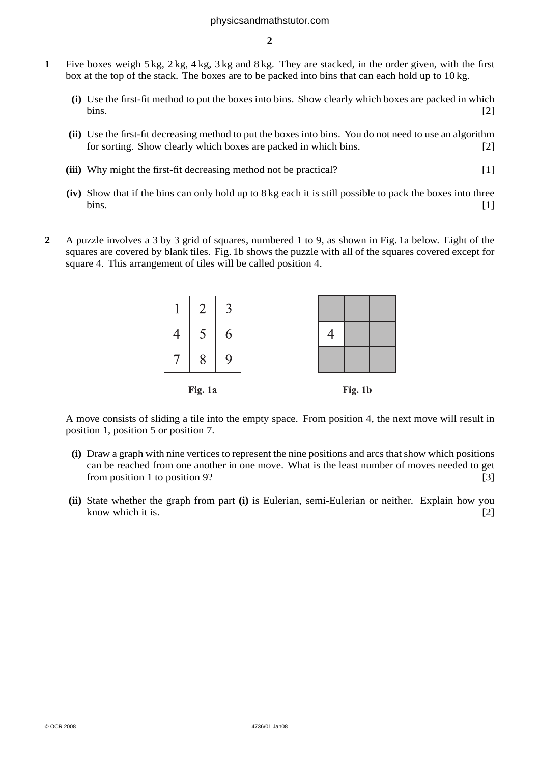**1** Five boxes weigh 5 kg, 2 kg, 4 kg, 3 kg and 8 kg. They are stacked, in the order given, with the first box at the top of the stack. The boxes are to be packed into bins that can each hold up to 10 kg.

**(i)** Use the first-fit method to put the boxes into bins. Show clearly which boxes are packed in which bins. [2]

**(ii)** Use the first-fit decreasing method to put the boxes into bins. You do not need to use an algorithm for sorting. Show clearly which boxes are packed in which bins. [2]

**(iii)** Why might the first-fit decreasing method not be practical? [1]

**(iv)** Show that if the bins can only hold up to 8 kg each it is still possible to pack the boxes into three bins. [1]

**2** A puzzle involves a 3 by 3 grid of squares, numbered 1 to 9, as shown in Fig. 1a below. Eight of the squares are covered by blank tiles. Fig. 1b shows the puzzle with all of the squares covered except for square 4. This arrangement of tiles will be called position 4.

| 1 | 2 | 3 |
|---|---|---|
| 4 | 5 | 6 |
| 7 | 8 | 9 |

**Fig. 1a**

| | | |
|---|---|---|
| 4 | | |
| | | |

**Fig. 1b**

A move consists of sliding a tile into the empty space. From position 4, the next move will result in position 1, position 5 or position 7.

**(i)** Draw a graph with nine vertices to represent the nine positions and arcs that show which positions can be reached from one another in one move. What is the least number of moves needed to get from position 1 to position 9? [3]

**(ii)** State whether the graph from part **(i)** is Eulerian, semi-Eulerian or neither. Explain how you know which it is. [2]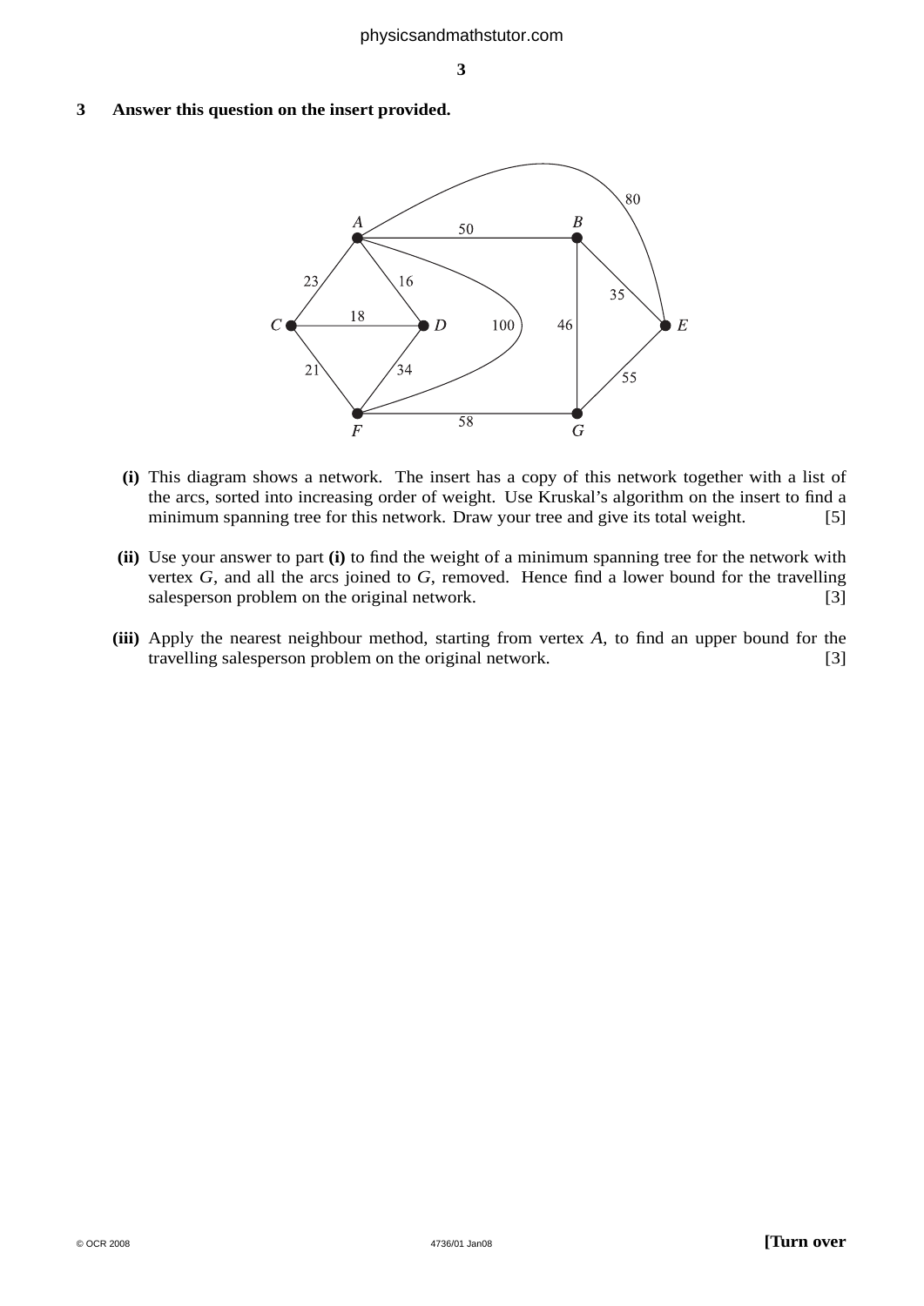**3 Answer this question on the insert provided.**

**(i)** This diagram shows a network. The insert has a copy of this network together with a list of the arcs, sorted into increasing order of weight. Use Kruskal's algorithm on the insert to find a minimum spanning tree for this network. Draw your tree and give its total weight. [5]

**(ii)** Use your answer to part **(i)** to find the weight of a minimum spanning tree for the network with vertex $G$, and all the arcs joined to $G$, removed. Hence find a lower bound for the travelling salesperson problem on the original network. [3]

**(iii)** Apply the nearest neighbour method, starting from vertex $A$, to find an upper bound for the travelling salesperson problem on the original network. [3]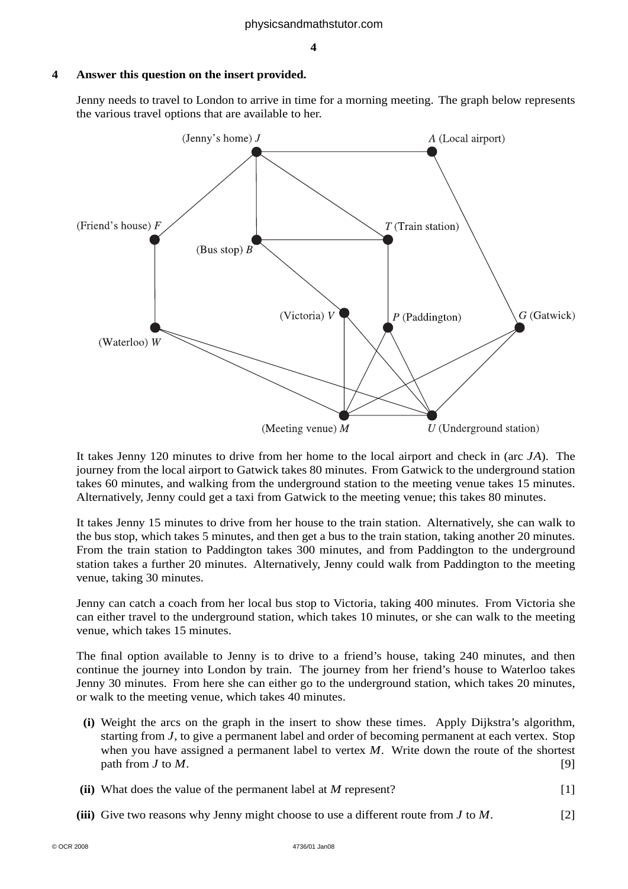**4 Answer this question on the insert provided.**

Jenny needs to travel to London to arrive in time for a morning meeting. The graph below represents the various travel options that are available to her.

(Jenny's home) $J$ — $A$ (Local airport)

(Friend's house) $F$ — (Bus stop) $B$ — $T$ (Train station)

(Victoria) $V$ — $P$ (Paddington) — $G$ (Gatwick)

(Waterloo) $W$

(Meeting venue) $M$ — $U$ (Underground station)

It takes Jenny 120 minutes to drive from her home to the local airport and check in (arc $JA$). The journey from the local airport to Gatwick takes 80 minutes. From Gatwick to the underground station takes 60 minutes, and walking from the underground station to the meeting venue takes 15 minutes. Alternatively, Jenny could get a taxi from Gatwick to the meeting venue; this takes 80 minutes.

It takes Jenny 15 minutes to drive from her house to the train station. Alternatively, she can walk to the bus stop, which takes 5 minutes, and then get a bus to the train station, taking another 20 minutes. From the train station to Paddington takes 300 minutes, and from Paddington to the underground station takes a further 20 minutes. Alternatively, Jenny could walk from Paddington to the meeting venue, taking 30 minutes.

Jenny can catch a coach from her local bus stop to Victoria, taking 400 minutes. From Victoria she can either travel to the underground station, which takes 10 minutes, or she can walk to the meeting venue, which takes 15 minutes.

The final option available to Jenny is to drive to a friend's house, taking 240 minutes, and then continue the journey into London by train. The journey from her friend's house to Waterloo takes Jenny 30 minutes. From here she can either go to the underground station, which takes 20 minutes, or walk to the meeting venue, which takes 40 minutes.

**(i)** Weight the arcs on the graph in the insert to show these times. Apply Dijkstra's algorithm, starting from $J$, to give a permanent label and order of becoming permanent at each vertex. Stop when you have assigned a permanent label to vertex $M$. Write down the route of the shortest path from $J$ to $M$. [9]

**(ii)** What does the value of the permanent label at $M$ represent? [1]

**(iii)** Give two reasons why Jenny might choose to use a different route from $J$ to $M$. [2]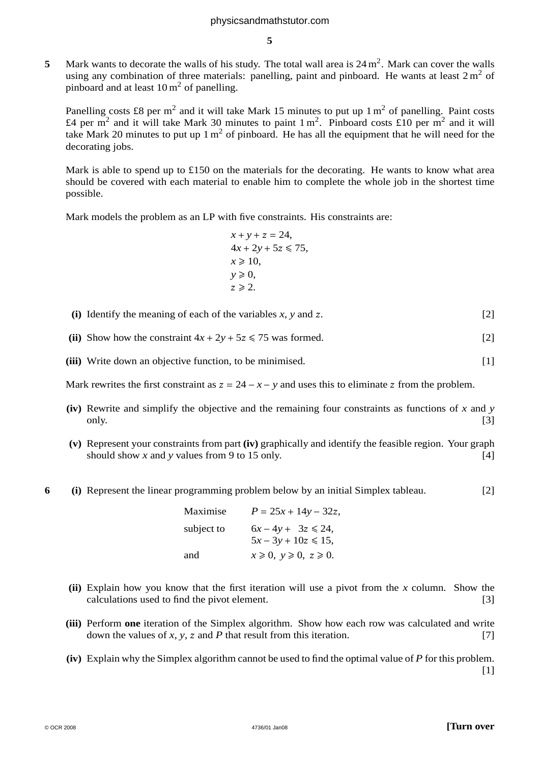**5** Mark wants to decorate the walls of his study. The total wall area is $24\,\text{m}^2$. Mark can cover the walls using any combination of three materials: panelling, paint and pinboard. He wants at least $2\,\text{m}^2$ of pinboard and at least $10\,\text{m}^2$ of panelling.

Panelling costs £8 per $\text{m}^2$ and it will take Mark 15 minutes to put up $1\,\text{m}^2$ of panelling. Paint costs £4 per $\text{m}^2$ and it will take Mark 30 minutes to paint $1\,\text{m}^2$. Pinboard costs £10 per $\text{m}^2$ and it will take Mark 20 minutes to put up $1\,\text{m}^2$ of pinboard. He has all the equipment that he will need for the decorating jobs.

Mark is able to spend up to £150 on the materials for the decorating. He wants to know what area should be covered with each material to enable him to complete the whole job in the shortest time possible.

Mark models the problem as an LP with five constraints. His constraints are:

$$x + y + z = 24,$$
$$4x + 2y + 5z \leqslant 75,$$
$$x \geqslant 10,$$
$$y \geqslant 0,$$
$$z \geqslant 2.$$

**(i)** Identify the meaning of each of the variables $x$, $y$ and $z$. [2]

**(ii)** Show how the constraint $4x + 2y + 5z \leqslant 75$ was formed. [2]

**(iii)** Write down an objective function, to be minimised. [1]

Mark rewrites the first constraint as $z = 24 - x - y$ and uses this to eliminate $z$ from the problem.

**(iv)** Rewrite and simplify the objective and the remaining four constraints as functions of $x$ and $y$ only. [3]

**(v)** Represent your constraints from part **(iv)** graphically and identify the feasible region. Your graph should show $x$ and $y$ values from 9 to 15 only. [4]

**6** **(i)** Represent the linear programming problem below by an initial Simplex tableau. [2]

Maximise $\quad P = 25x + 14y - 32z,$

subject to $\quad 6x - 4y + 3z \leqslant 24,$
$\quad 5x - 3y + 10z \leqslant 15,$

and $\quad x \geqslant 0,\ y \geqslant 0,\ z \geqslant 0.$

**(ii)** Explain how you know that the first iteration will use a pivot from the $x$ column. Show the calculations used to find the pivot element. [3]

**(iii)** Perform **one** iteration of the Simplex algorithm. Show how each row was calculated and write down the values of $x$, $y$, $z$ and $P$ that result from this iteration. [7]

**(iv)** Explain why the Simplex algorithm cannot be used to find the optimal value of $P$ for this problem. [1]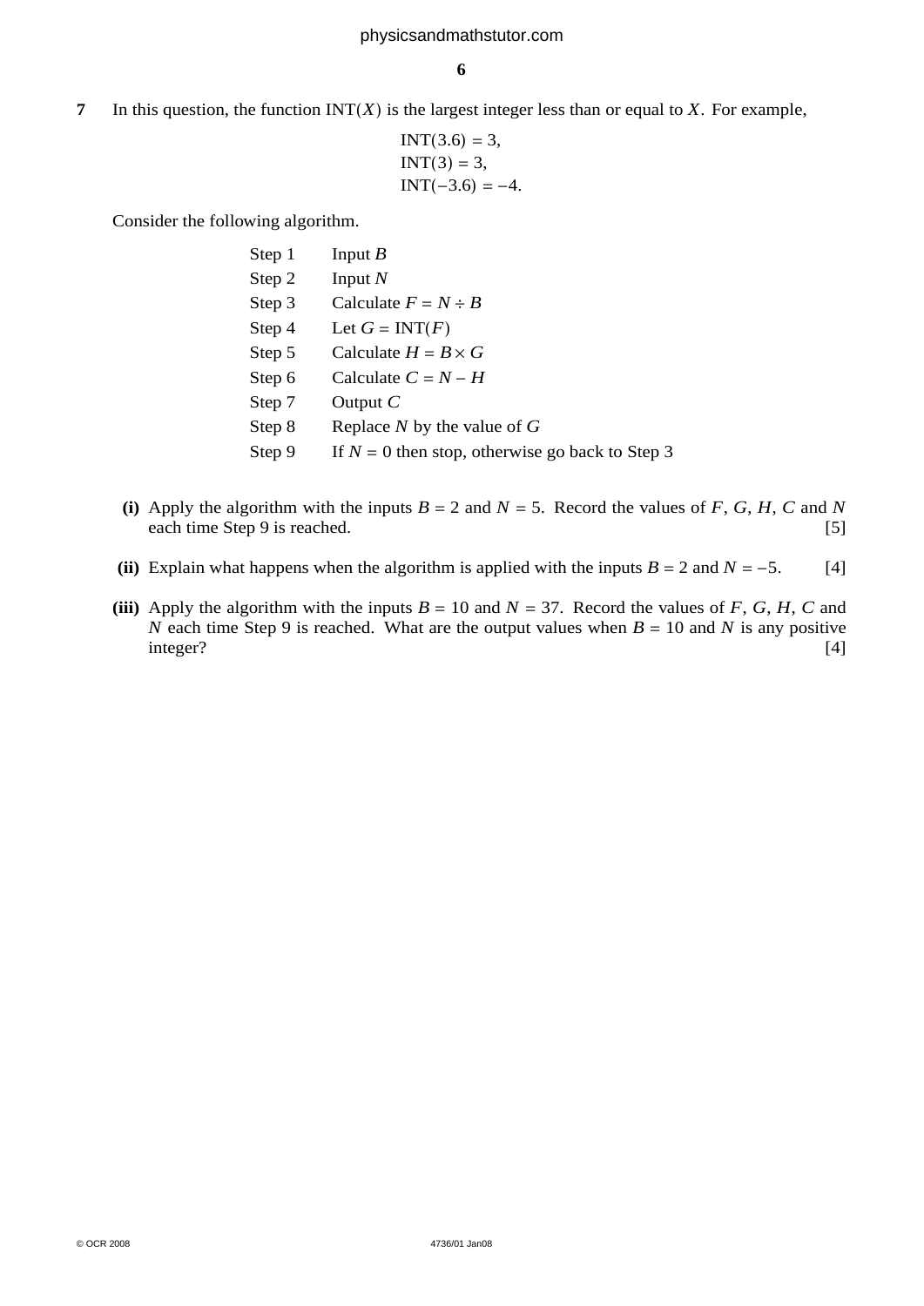**7** In this question, the function $\text{INT}(X)$ is the largest integer less than or equal to $X$. For example,

$$\text{INT}(3.6) = 3,$$
$$\text{INT}(3) = 3,$$
$$\text{INT}(-3.6) = -4.$$

Consider the following algorithm.

| | |
|---|---|
| Step 1 | Input $B$ |
| Step 2 | Input $N$ |
| Step 3 | Calculate $F = N \div B$ |
| Step 4 | Let $G = \text{INT}(F)$ |
| Step 5 | Calculate $H = B \times G$ |
| Step 6 | Calculate $C = N - H$ |
| Step 7 | Output $C$ |
| Step 8 | Replace $N$ by the value of $G$ |
| Step 9 | If $N = 0$ then stop, otherwise go back to Step 3 |

**(i)** Apply the algorithm with the inputs $B = 2$ and $N = 5$. Record the values of $F$, $G$, $H$, $C$ and $N$ each time Step 9 is reached. [5]

**(ii)** Explain what happens when the algorithm is applied with the inputs $B = 2$ and $N = -5$. [4]

**(iii)** Apply the algorithm with the inputs $B = 10$ and $N = 37$. Record the values of $F$, $G$, $H$, $C$ and $N$ each time Step 9 is reached. What are the output values when $B = 10$ and $N$ is any positive integer? [4]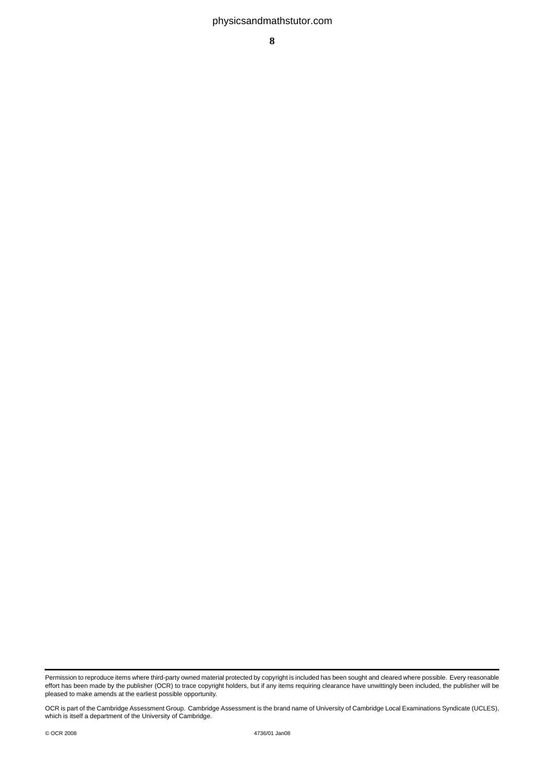Permission to reproduce items where third-party owned material protected by copyright is included has been sought and cleared where possible. Every reasonable effort has been made by the publisher (OCR) to trace copyright holders, but if any items requiring clearance have unwittingly been included, the publisher will be pleased to make amends at the earliest possible opportunity.

OCR is part of the Cambridge Assessment Group. Cambridge Assessment is the brand name of University of Cambridge Local Examinations Syndicate (UCLES), which is itself a department of the University of Cambridge.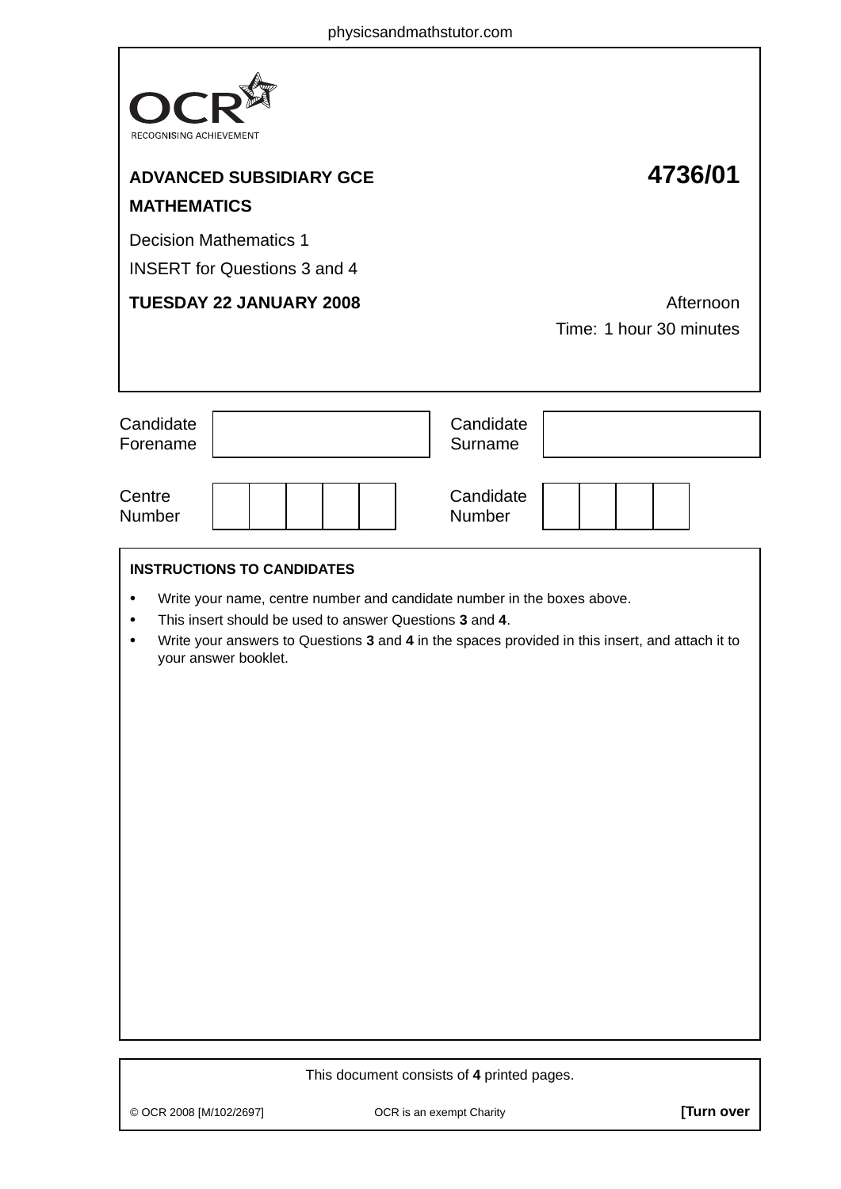**ADVANCED SUBSIDIARY GCE**

**MATHEMATICS**

# 4736/01

Decision Mathematics 1

INSERT for Questions 3 and 4

**TUESDAY 22 JANUARY 2008**

Afternoon

Time: 1 hour 30 minutes

| Candidate Forename | | Candidate Surname | |
|---|---|---|---|

| Centre Number | | | | | | Candidate Number | | | | |
|---|---|---|---|---|---|---|---|---|---|---|

**INSTRUCTIONS TO CANDIDATES**

- Write your name, centre number and candidate number in the boxes above.
- This insert should be used to answer Questions **3** and **4**.
- Write your answers to Questions **3** and **4** in the spaces provided in this insert, and attach it to your answer booklet.

This document consists of **4** printed pages.

© OCR 2008 [M/102/2697] OCR is an exempt Charity **[Turn over**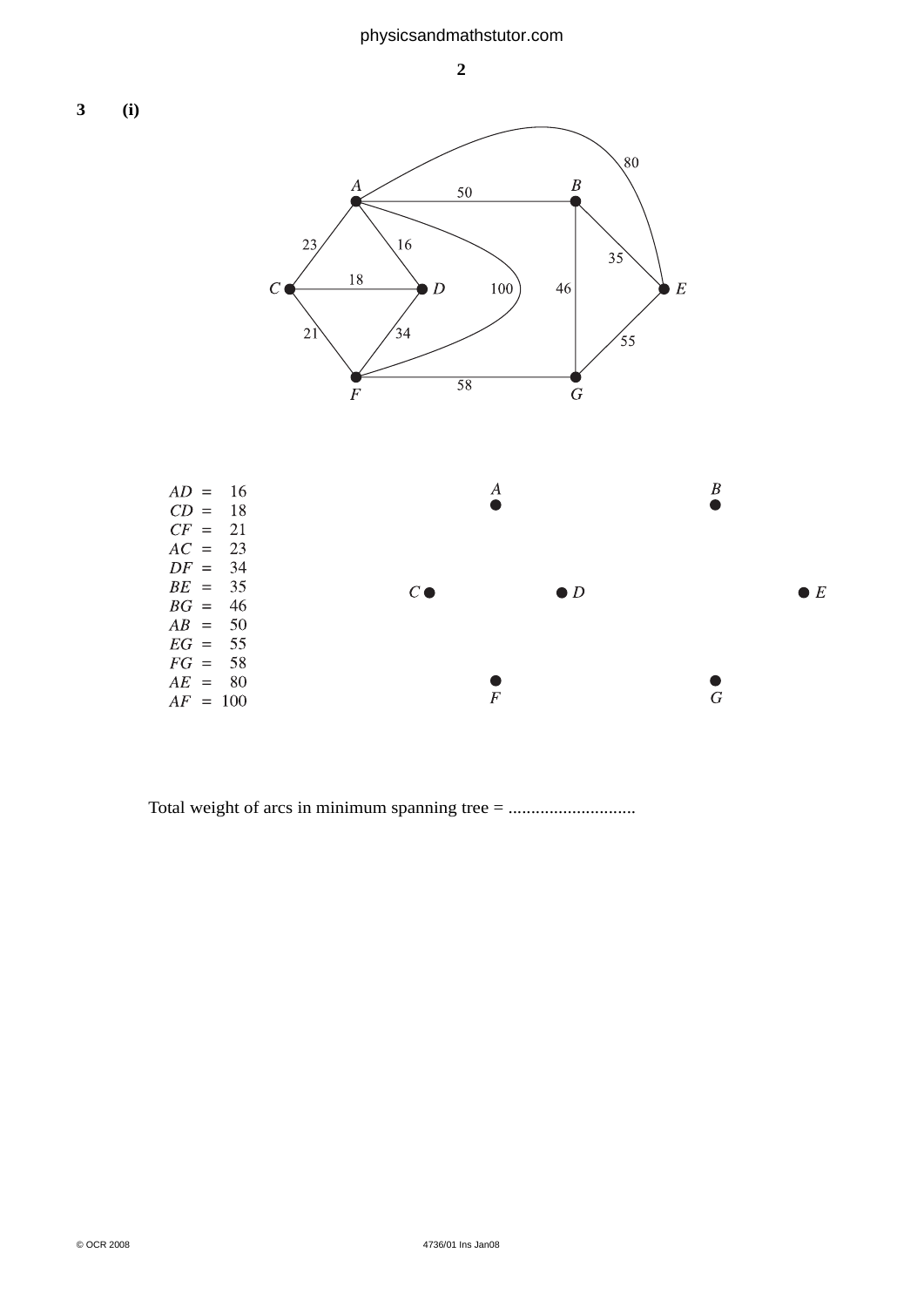**3 (i)**

AD = 16
CD = 18
CF = 21
AC = 23
DF = 34
BE = 35
BG = 46
AB = 50
EG = 55
FG = 58
AE = 80
AF = 100

Total weight of arcs in minimum spanning tree = ...........................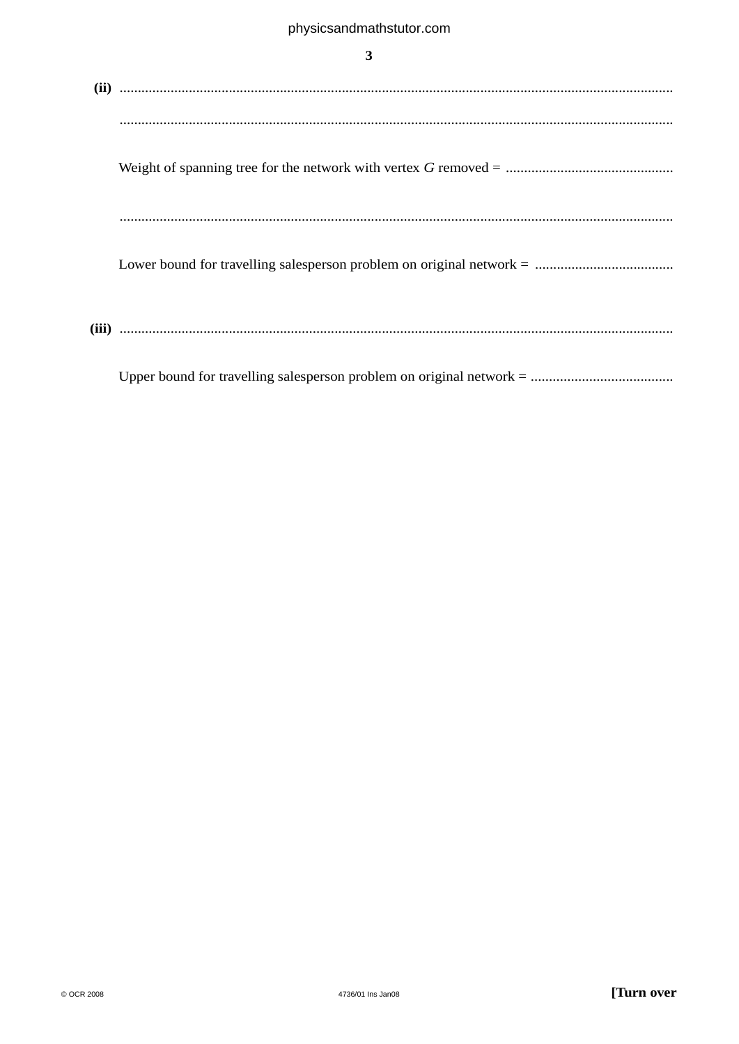**(ii)** ........................................................................................................................................

........................................................................................................................................

Weight of spanning tree for the network with vertex $G$ removed = ..............................................

........................................................................................................................................

Lower bound for travelling salesperson problem on original network = ......................................

**(iii)** ........................................................................................................................................

Upper bound for travelling salesperson problem on original network = .......................................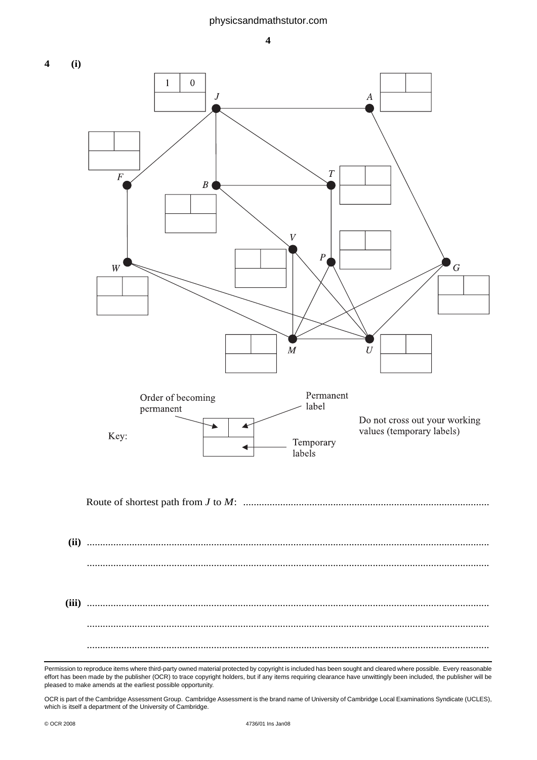**4 (i)**

J: 1 | 0

J, A, F, B, T, V, P, W, G, M, U

Key:

Order of becoming permanent

Permanent label

Temporary labels

Do not cross out your working values (temporary labels)

Route of shortest path from $J$ to $M$: ..........................................................................................

**(ii)** ..........................................................................................................................................

..........................................................................................................................................

**(iii)** ..........................................................................................................................................

..........................................................................................................................................

..........................................................................................................................................

Permission to reproduce items where third-party owned material protected by copyright is included has been sought and cleared where possible. Every reasonable effort has been made by the publisher (OCR) to trace copyright holders, but if any items requiring clearance have unwittingly been included, the publisher will be pleased to make amends at the earliest possible opportunity.

OCR is part of the Cambridge Assessment Group. Cambridge Assessment is the brand name of University of Cambridge Local Examinations Syndicate (UCLES), which is itself a department of the University of Cambridge.